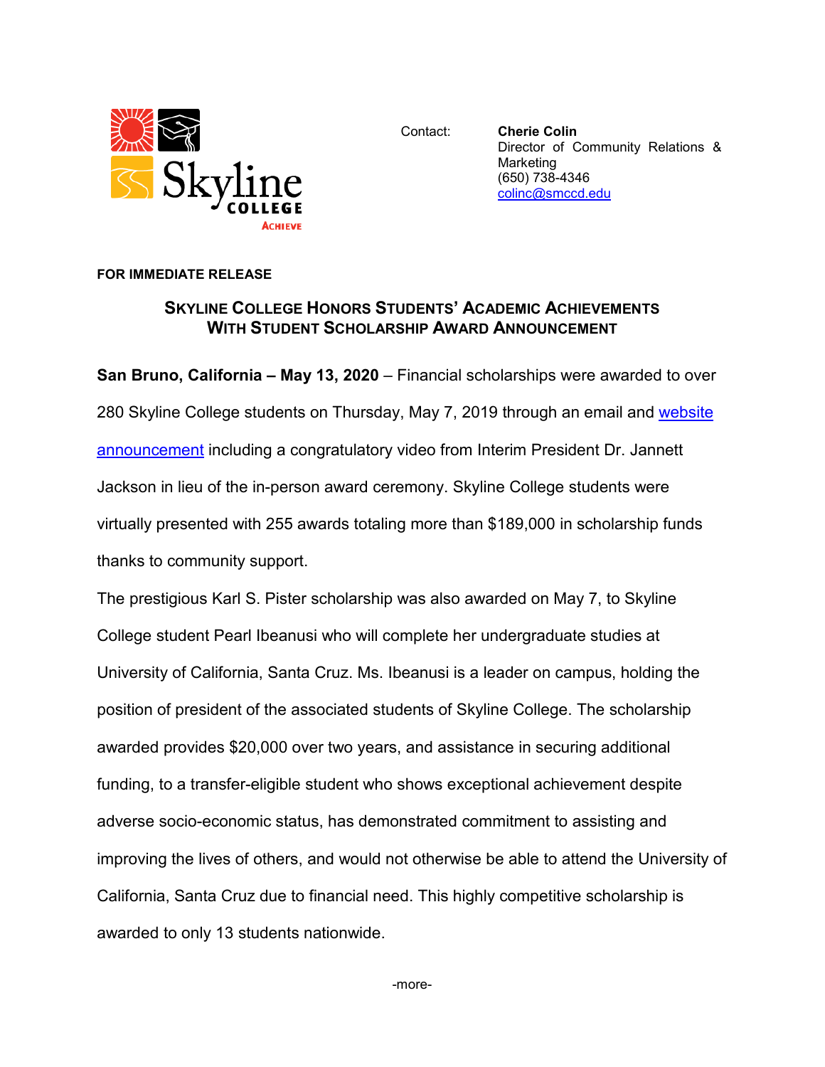Contact: **Cherie Colin**
Director of Community Relations & Marketing
(650) 738-4346
colinc@smccd.edu

**FOR IMMEDIATE RELEASE**

## SKYLINE COLLEGE HONORS STUDENTS' ACADEMIC ACHIEVEMENTS WITH STUDENT SCHOLARSHIP AWARD ANNOUNCEMENT

**San Bruno, California – May 13, 2020** – Financial scholarships were awarded to over 280 Skyline College students on Thursday, May 7, 2019 through an email and website announcement including a congratulatory video from Interim President Dr. Jannett Jackson in lieu of the in-person award ceremony. Skyline College students were virtually presented with 255 awards totaling more than $189,000 in scholarship funds thanks to community support.

The prestigious Karl S. Pister scholarship was also awarded on May 7, to Skyline College student Pearl Ibeanusi who will complete her undergraduate studies at University of California, Santa Cruz. Ms. Ibeanusi is a leader on campus, holding the position of president of the associated students of Skyline College. The scholarship awarded provides $20,000 over two years, and assistance in securing additional funding, to a transfer-eligible student who shows exceptional achievement despite adverse socio-economic status, has demonstrated commitment to assisting and improving the lives of others, and would not otherwise be able to attend the University of California, Santa Cruz due to financial need. This highly competitive scholarship is awarded to only 13 students nationwide.

-more-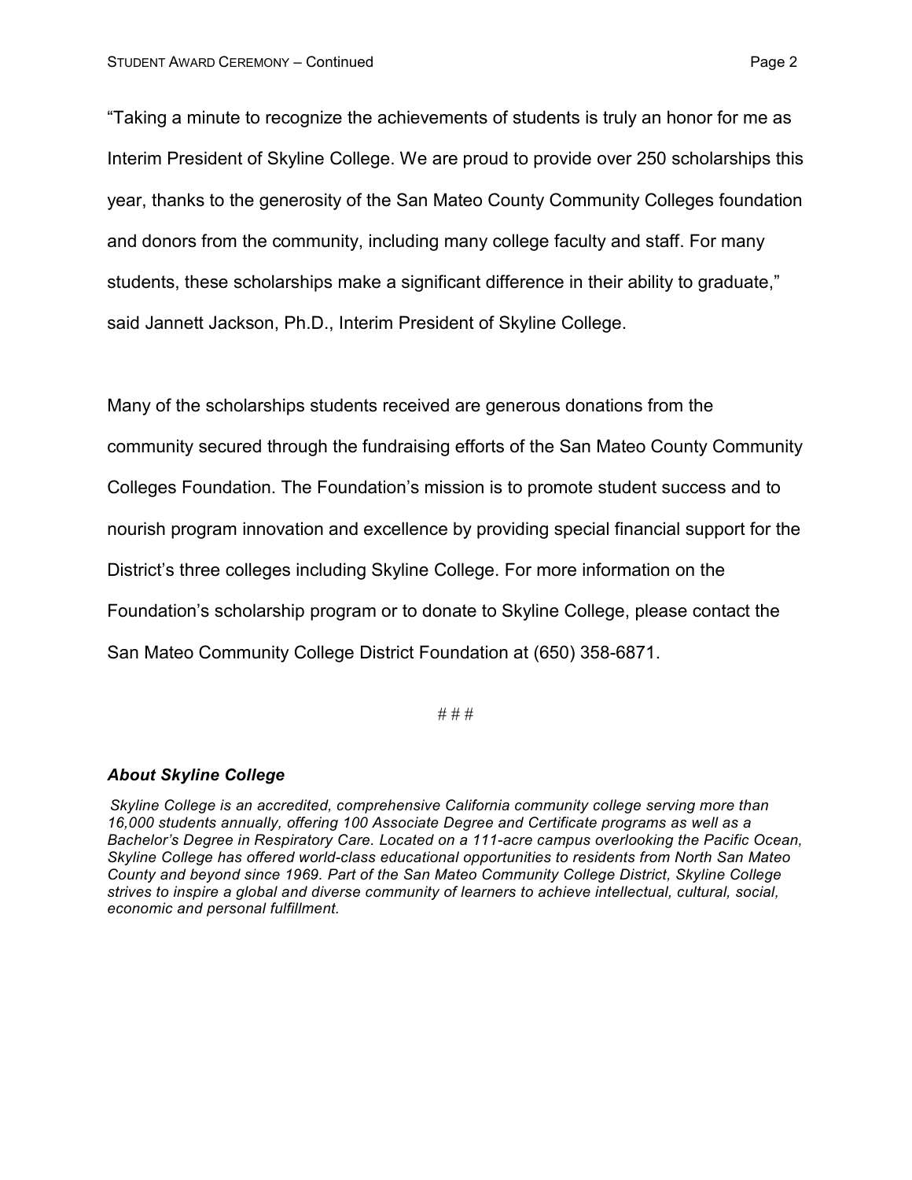"Taking a minute to recognize the achievements of students is truly an honor for me as Interim President of Skyline College. We are proud to provide over 250 scholarships this year, thanks to the generosity of the San Mateo County Community Colleges foundation and donors from the community, including many college faculty and staff. For many students, these scholarships make a significant difference in their ability to graduate," said Jannett Jackson, Ph.D., Interim President of Skyline College.

Many of the scholarships students received are generous donations from the community secured through the fundraising efforts of the San Mateo County Community Colleges Foundation. The Foundation's mission is to promote student success and to nourish program innovation and excellence by providing special financial support for the District's three colleges including Skyline College. For more information on the Foundation's scholarship program or to donate to Skyline College, please contact the San Mateo Community College District Foundation at (650) 358-6871.

# # #

### *About Skyline College*

*Skyline College is an accredited, comprehensive California community college serving more than 16,000 students annually, offering 100 Associate Degree and Certificate programs as well as a Bachelor's Degree in Respiratory Care. Located on a 111-acre campus overlooking the Pacific Ocean, Skyline College has offered world-class educational opportunities to residents from North San Mateo County and beyond since 1969. Part of the San Mateo Community College District, Skyline College strives to inspire a global and diverse community of learners to achieve intellectual, cultural, social, economic and personal fulfillment.*